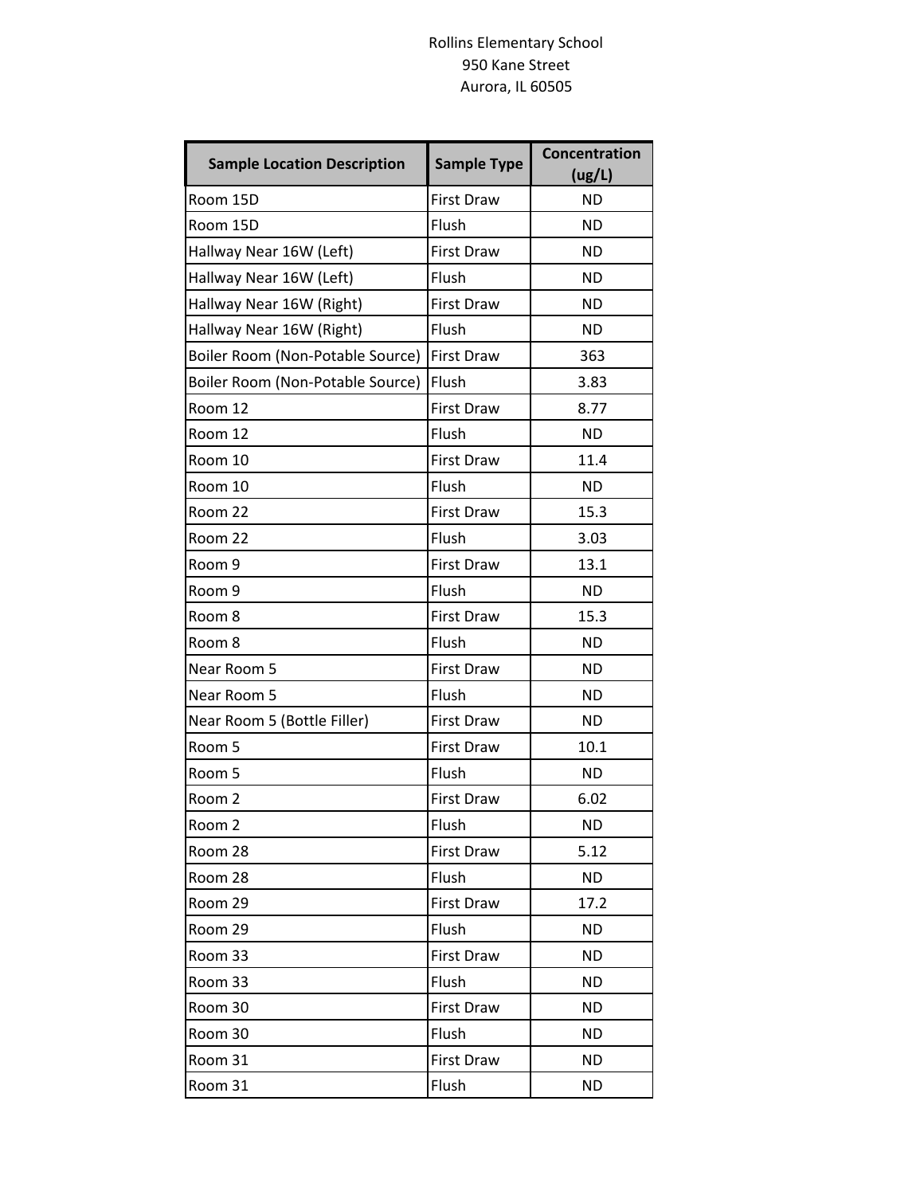Rollins Elementary School
950 Kane Street
Aurora, IL 60505

| Sample Location Description | Sample Type | Concentration (ug/L) |
|---|---|---|
| Room 15D | First Draw | ND |
| Room 15D | Flush | ND |
| Hallway Near 16W (Left) | First Draw | ND |
| Hallway Near 16W (Left) | Flush | ND |
| Hallway Near 16W (Right) | First Draw | ND |
| Hallway Near 16W (Right) | Flush | ND |
| Boiler Room (Non-Potable Source) | First Draw | 363 |
| Boiler Room (Non-Potable Source) | Flush | 3.83 |
| Room 12 | First Draw | 8.77 |
| Room 12 | Flush | ND |
| Room 10 | First Draw | 11.4 |
| Room 10 | Flush | ND |
| Room 22 | First Draw | 15.3 |
| Room 22 | Flush | 3.03 |
| Room 9 | First Draw | 13.1 |
| Room 9 | Flush | ND |
| Room 8 | First Draw | 15.3 |
| Room 8 | Flush | ND |
| Near Room 5 | First Draw | ND |
| Near Room 5 | Flush | ND |
| Near Room 5 (Bottle Filler) | First Draw | ND |
| Room 5 | First Draw | 10.1 |
| Room 5 | Flush | ND |
| Room 2 | First Draw | 6.02 |
| Room 2 | Flush | ND |
| Room 28 | First Draw | 5.12 |
| Room 28 | Flush | ND |
| Room 29 | First Draw | 17.2 |
| Room 29 | Flush | ND |
| Room 33 | First Draw | ND |
| Room 33 | Flush | ND |
| Room 30 | First Draw | ND |
| Room 30 | Flush | ND |
| Room 31 | First Draw | ND |
| Room 31 | Flush | ND |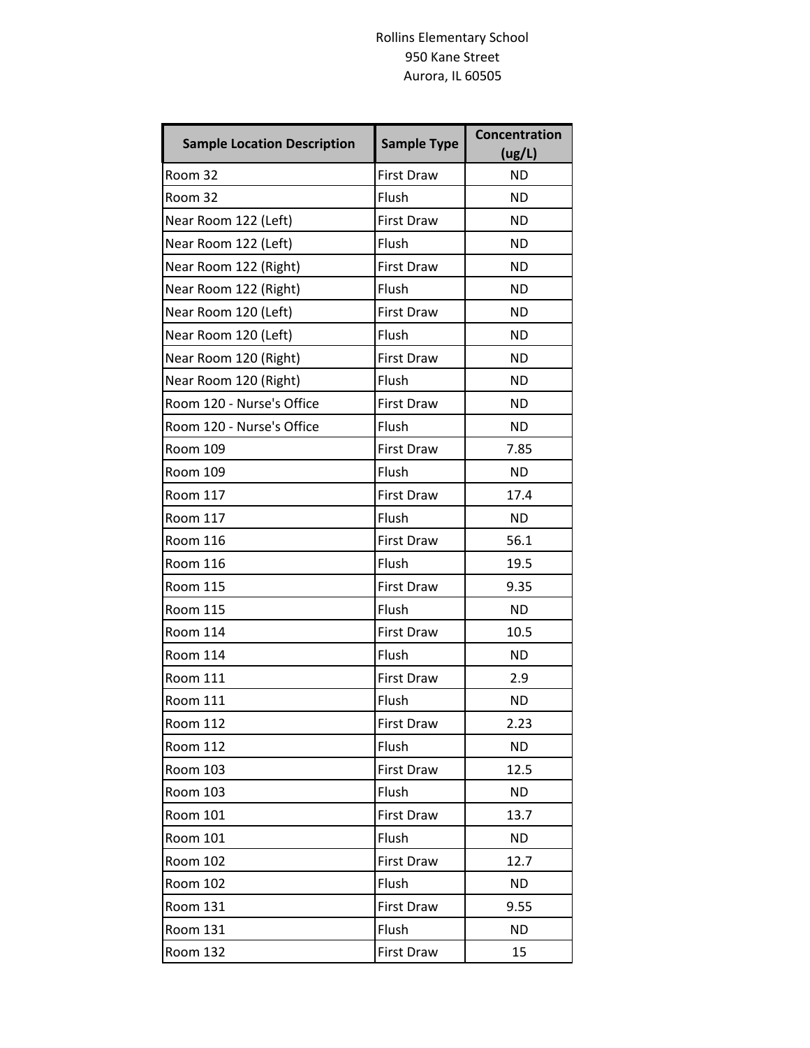Rollins Elementary School
950 Kane Street
Aurora, IL 60505

| Sample Location Description | Sample Type | Concentration (ug/L) |
|---|---|---|
| Room 32 | First Draw | ND |
| Room 32 | Flush | ND |
| Near Room 122 (Left) | First Draw | ND |
| Near Room 122 (Left) | Flush | ND |
| Near Room 122 (Right) | First Draw | ND |
| Near Room 122 (Right) | Flush | ND |
| Near Room 120 (Left) | First Draw | ND |
| Near Room 120 (Left) | Flush | ND |
| Near Room 120 (Right) | First Draw | ND |
| Near Room 120 (Right) | Flush | ND |
| Room 120 - Nurse's Office | First Draw | ND |
| Room 120 - Nurse's Office | Flush | ND |
| Room 109 | First Draw | 7.85 |
| Room 109 | Flush | ND |
| Room 117 | First Draw | 17.4 |
| Room 117 | Flush | ND |
| Room 116 | First Draw | 56.1 |
| Room 116 | Flush | 19.5 |
| Room 115 | First Draw | 9.35 |
| Room 115 | Flush | ND |
| Room 114 | First Draw | 10.5 |
| Room 114 | Flush | ND |
| Room 111 | First Draw | 2.9 |
| Room 111 | Flush | ND |
| Room 112 | First Draw | 2.23 |
| Room 112 | Flush | ND |
| Room 103 | First Draw | 12.5 |
| Room 103 | Flush | ND |
| Room 101 | First Draw | 13.7 |
| Room 101 | Flush | ND |
| Room 102 | First Draw | 12.7 |
| Room 102 | Flush | ND |
| Room 131 | First Draw | 9.55 |
| Room 131 | Flush | ND |
| Room 132 | First Draw | 15 |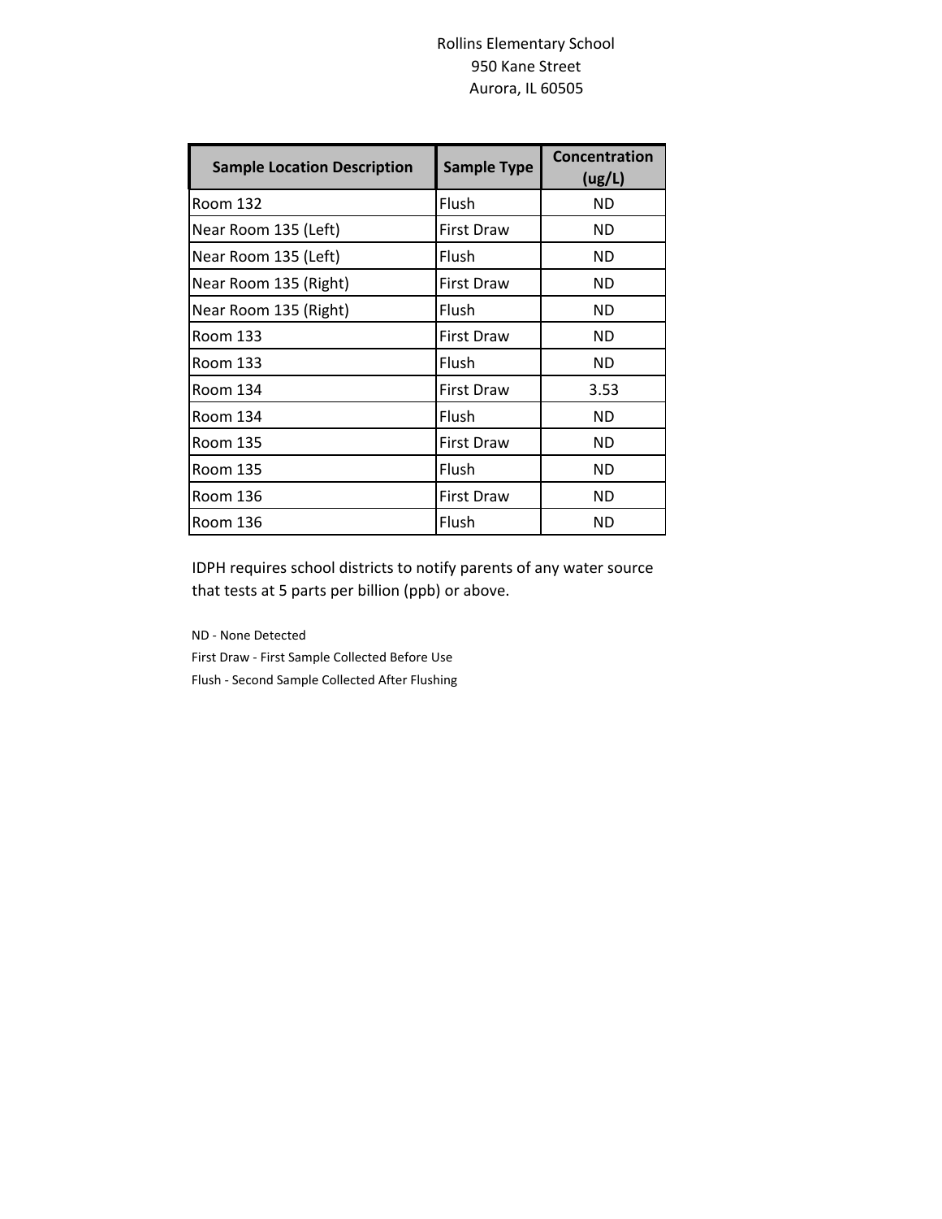Rollins Elementary School
950 Kane Street
Aurora, IL 60505

| Sample Location Description | Sample Type | Concentration (ug/L) |
|---|---|---|
| Room 132 | Flush | ND |
| Near Room 135 (Left) | First Draw | ND |
| Near Room 135 (Left) | Flush | ND |
| Near Room 135 (Right) | First Draw | ND |
| Near Room 135 (Right) | Flush | ND |
| Room 133 | First Draw | ND |
| Room 133 | Flush | ND |
| Room 134 | First Draw | 3.53 |
| Room 134 | Flush | ND |
| Room 135 | First Draw | ND |
| Room 135 | Flush | ND |
| Room 136 | First Draw | ND |
| Room 136 | Flush | ND |

IDPH requires school districts to notify parents of any water source that tests at 5 parts per billion (ppb) or above.

ND - None Detected

First Draw - First Sample Collected Before Use

Flush - Second Sample Collected After Flushing